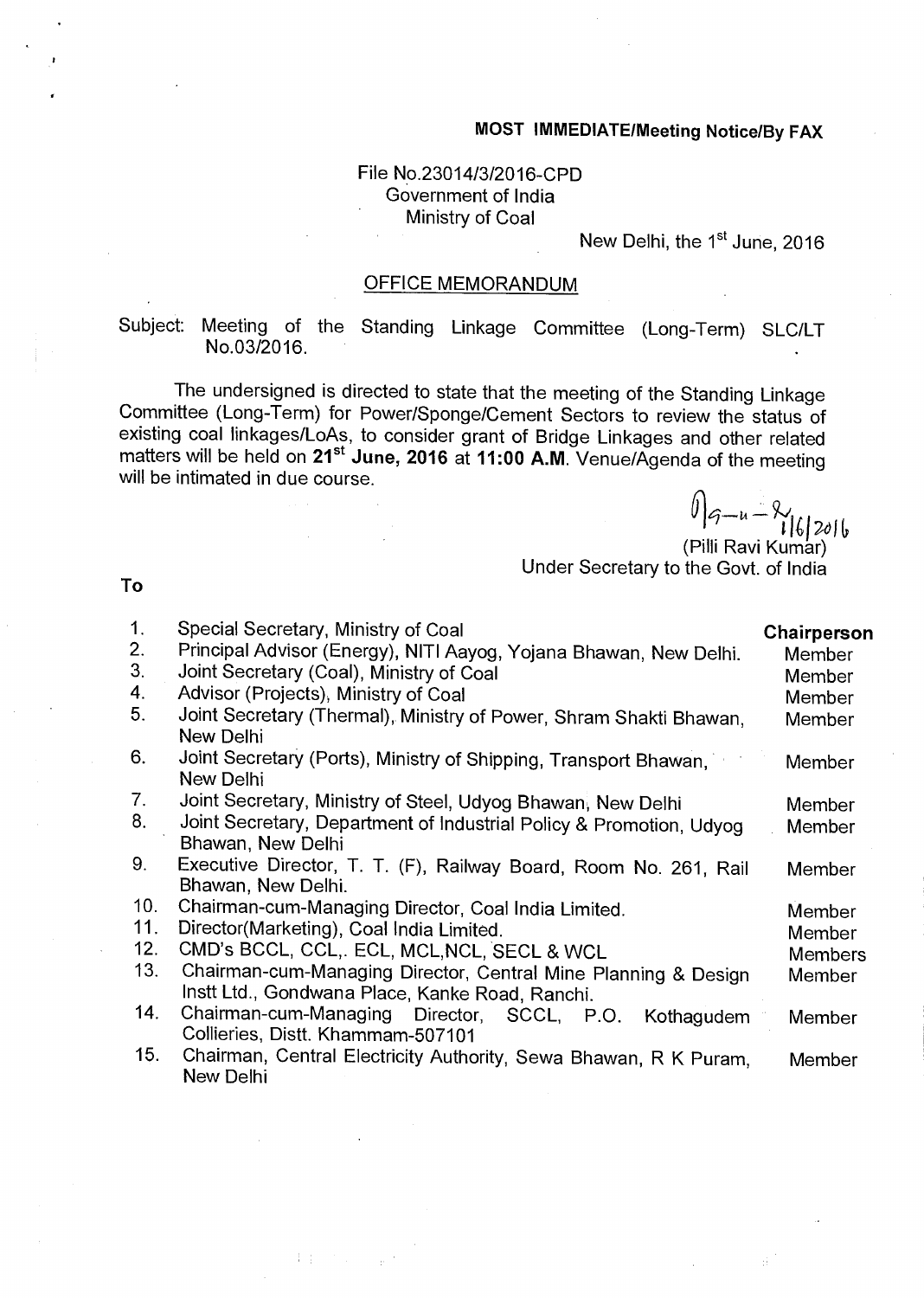**MOST IMMEDIATE/Meeting Notice/By FAX**

File No.23014/3/2016-CPD
Government of India
Ministry of Coal

New Delhi, the 1st June, 2016

## OFFICE MEMORANDUM

Subject: Meeting of the Standing Linkage Committee (Long-Term) SLC/LT No.03/2016.

The undersigned is directed to state that the meeting of the Standing Linkage Committee (Long-Term) for Power/Sponge/Cement Sectors to review the status of existing coal linkages/LoAs, to consider grant of Bridge Linkages and other related matters will be held on **21st June, 2016** at **11:00 A.M**. Venue/Agenda of the meeting will be intimated in due course.

1/6/2016
(Pilli Ravi Kumar)
Under Secretary to the Govt. of India

To

| | | |
|---|---|---|
| 1. | Special Secretary, Ministry of Coal | **Chairperson** |
| 2. | Principal Advisor (Energy), NITI Aayog, Yojana Bhawan, New Delhi. | Member |
| 3. | Joint Secretary (Coal), Ministry of Coal | Member |
| 4. | Advisor (Projects), Ministry of Coal | Member |
| 5. | Joint Secretary (Thermal), Ministry of Power, Shram Shakti Bhawan, New Delhi | Member |
| 6. | Joint Secretary (Ports), Ministry of Shipping, Transport Bhawan, New Delhi | Member |
| 7. | Joint Secretary, Ministry of Steel, Udyog Bhawan, New Delhi | Member |
| 8. | Joint Secretary, Department of Industrial Policy & Promotion, Udyog Bhawan, New Delhi | Member |
| 9. | Executive Director, T. T. (F), Railway Board, Room No. 261, Rail Bhawan, New Delhi. | Member |
| 10. | Chairman-cum-Managing Director, Coal India Limited. | Member |
| 11. | Director(Marketing), Coal India Limited. | Member |
| 12. | CMD's BCCL, CCL,. ECL, MCL,NCL, SECL & WCL | Members |
| 13. | Chairman-cum-Managing Director, Central Mine Planning & Design Instt Ltd., Gondwana Place, Kanke Road, Ranchi. | Member |
| 14. | Chairman-cum-Managing Director, SCCL, P.O. Kothagudem Collieries, Distt. Khammam-507101 | Member |
| 15. | Chairman, Central Electricity Authority, Sewa Bhawan, R K Puram, New Delhi | Member |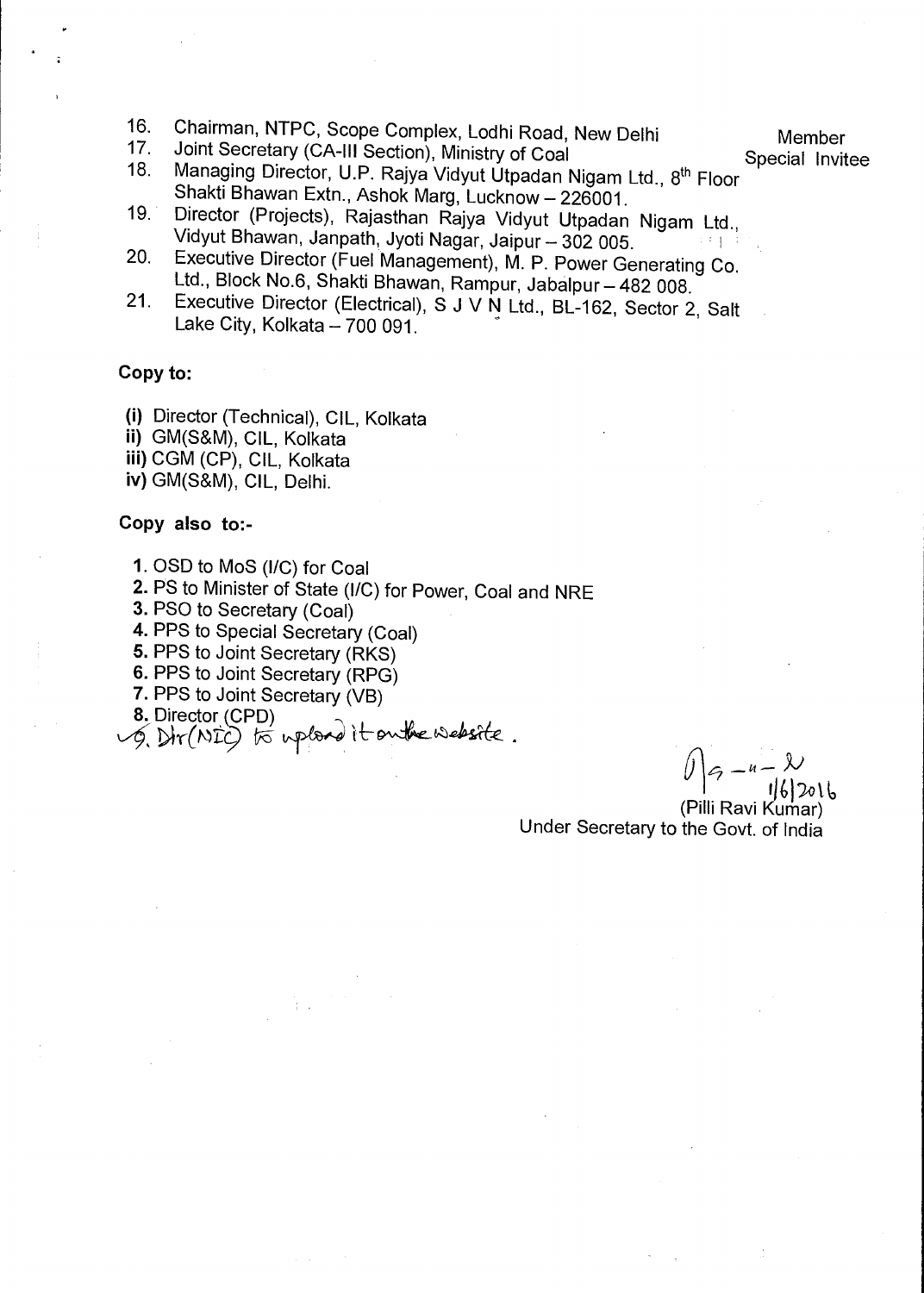16. Chairman, NTPC, Scope Complex, Lodhi Road, New Delhi — Member
17. Joint Secretary (CA-III Section), Ministry of Coal — Special Invitee
18. Managing Director, U.P. Rajya Vidyut Utpadan Nigam Ltd., 8th Floor Shakti Bhawan Extn., Ashok Marg, Lucknow – 226001.
19. Director (Projects), Rajasthan Rajya Vidyut Utpadan Nigam Ltd., Vidyut Bhawan, Janpath, Jyoti Nagar, Jaipur – 302 005.
20. Executive Director (Fuel Management), M. P. Power Generating Co. Ltd., Block No.6, Shakti Bhawan, Rampur, Jabalpur – 482 008.
21. Executive Director (Electrical), S J V N Ltd., BL-162, Sector 2, Salt Lake City, Kolkata – 700 091.

**Copy to:**

(i) Director (Technical), CIL, Kolkata
ii) GM(S&M), CIL, Kolkata
iii) CGM (CP), CIL, Kolkata
iv) GM(S&M), CIL, Delhi.

**Copy also to:-**

1. OSD to MoS (I/C) for Coal
2. PS to Minister of State (I/C) for Power, Coal and NRE
3. PSO to Secretary (Coal)
4. PPS to Special Secretary (Coal)
5. PPS to Joint Secretary (RKS)
6. PPS to Joint Secretary (RPG)
7. PPS to Joint Secretary (VB)
8. Director (CPD)
9. Dir(NIC) to upload it on the website.

1/6/2016
(Pilli Ravi Kumar)
Under Secretary to the Govt. of India